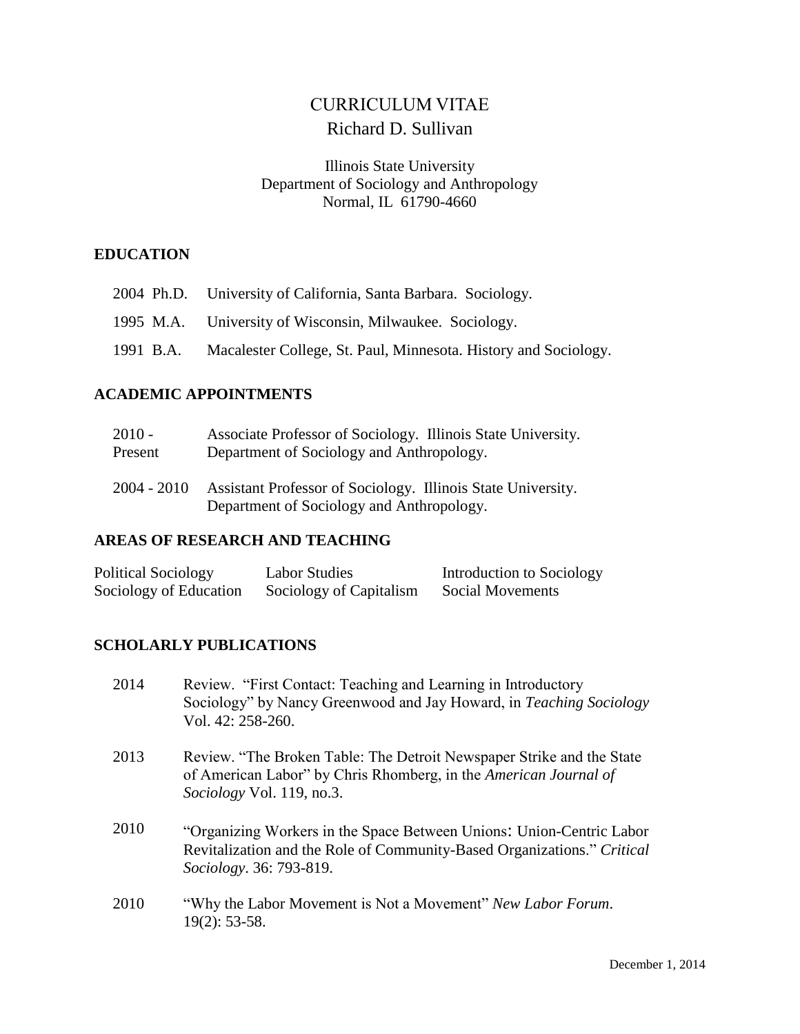# CURRICULUM VITAE

Richard D. Sullivan

Illinois State University
Department of Sociology and Anthropology
Normal, IL 61790-4660

## EDUCATION

2004 Ph.D. University of California, Santa Barbara. Sociology.

1995 M.A. University of Wisconsin, Milwaukee. Sociology.

1991 B.A. Macalester College, St. Paul, Minnesota. History and Sociology.

## ACADEMIC APPOINTMENTS

2010 - Present Associate Professor of Sociology. Illinois State University. Department of Sociology and Anthropology.

2004 - 2010 Assistant Professor of Sociology. Illinois State University. Department of Sociology and Anthropology.

## AREAS OF RESEARCH AND TEACHING

| | | |
|---|---|---|
| Political Sociology | Labor Studies | Introduction to Sociology |
| Sociology of Education | Sociology of Capitalism | Social Movements |

## SCHOLARLY PUBLICATIONS

2014 Review. "First Contact: Teaching and Learning in Introductory Sociology" by Nancy Greenwood and Jay Howard, in *Teaching Sociology* Vol. 42: 258-260.

2013 Review. "The Broken Table: The Detroit Newspaper Strike and the State of American Labor" by Chris Rhomberg, in the *American Journal of Sociology* Vol. 119, no.3.

2010 "Organizing Workers in the Space Between Unions: Union-Centric Labor Revitalization and the Role of Community-Based Organizations." *Critical Sociology*. 36: 793-819.

2010 "Why the Labor Movement is Not a Movement" *New Labor Forum*. 19(2): 53-58.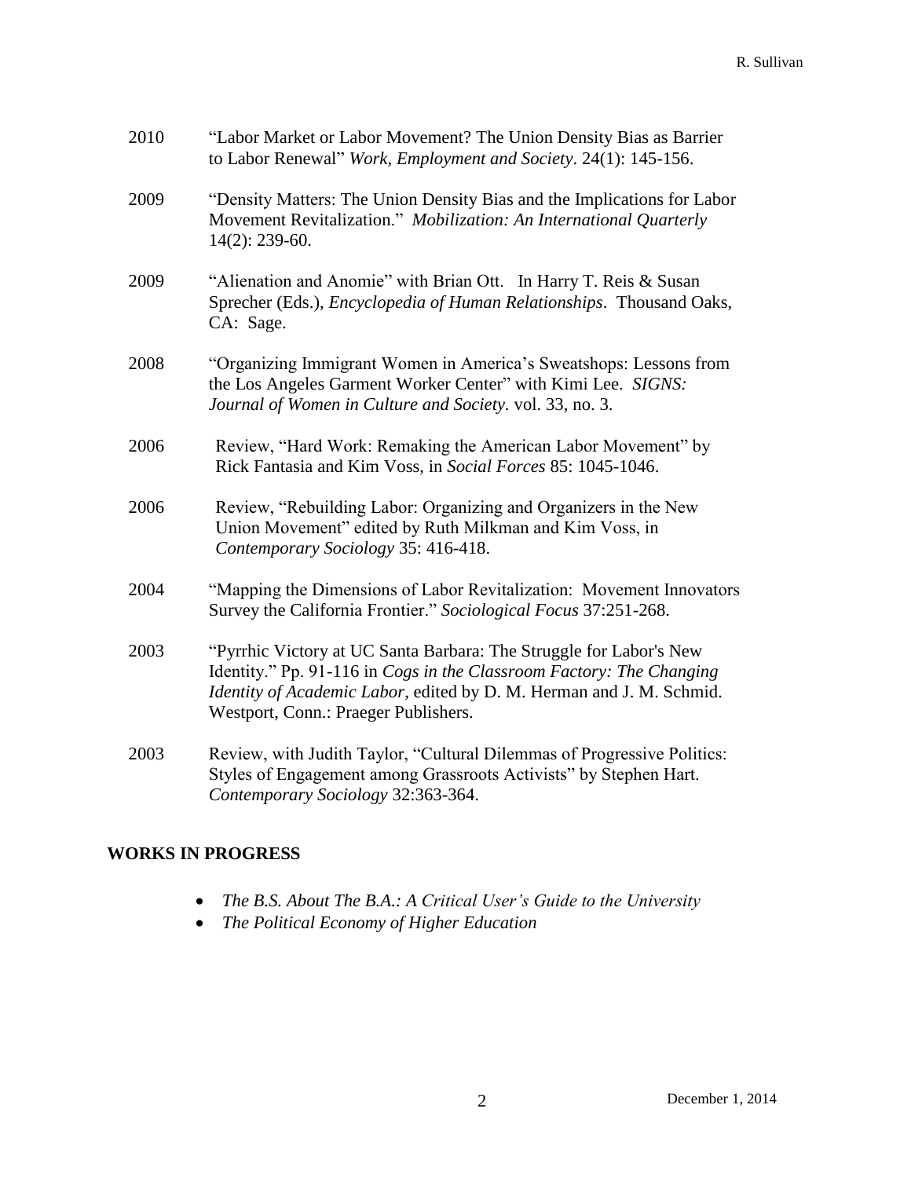2010 "Labor Market or Labor Movement? The Union Density Bias as Barrier to Labor Renewal" *Work, Employment and Society*. 24(1): 145-156.

2009 "Density Matters: The Union Density Bias and the Implications for Labor Movement Revitalization." *Mobilization: An International Quarterly* 14(2): 239-60.

2009 "Alienation and Anomie" with Brian Ott. In Harry T. Reis & Susan Sprecher (Eds.), *Encyclopedia of Human Relationships*. Thousand Oaks, CA: Sage.

2008 "Organizing Immigrant Women in America's Sweatshops: Lessons from the Los Angeles Garment Worker Center" with Kimi Lee. *SIGNS: Journal of Women in Culture and Society.* vol. 33, no. 3.

2006 Review, "Hard Work: Remaking the American Labor Movement" by Rick Fantasia and Kim Voss, in *Social Forces* 85: 1045-1046.

2006 Review, "Rebuilding Labor: Organizing and Organizers in the New Union Movement" edited by Ruth Milkman and Kim Voss, in *Contemporary Sociology* 35: 416-418.

2004 "Mapping the Dimensions of Labor Revitalization: Movement Innovators Survey the California Frontier." *Sociological Focus* 37:251-268.

2003 "Pyrrhic Victory at UC Santa Barbara: The Struggle for Labor's New Identity." Pp. 91-116 in *Cogs in the Classroom Factory: The Changing Identity of Academic Labor*, edited by D. M. Herman and J. M. Schmid. Westport, Conn.: Praeger Publishers.

2003 Review, with Judith Taylor, "Cultural Dilemmas of Progressive Politics: Styles of Engagement among Grassroots Activists" by Stephen Hart. *Contemporary Sociology* 32:363-364.

## WORKS IN PROGRESS

- *The B.S. About The B.A.: A Critical User's Guide to the University*
- *The Political Economy of Higher Education*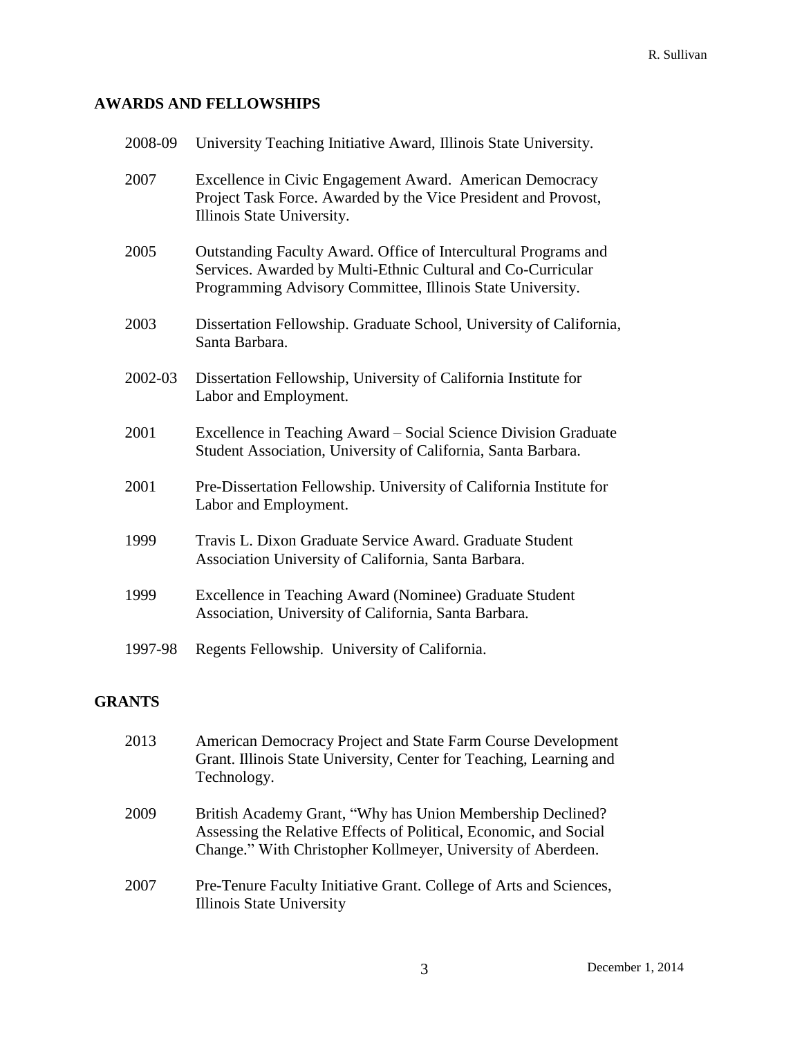## AWARDS AND FELLOWSHIPS

2008-09 University Teaching Initiative Award, Illinois State University.

2007 Excellence in Civic Engagement Award. American Democracy Project Task Force. Awarded by the Vice President and Provost, Illinois State University.

2005 Outstanding Faculty Award. Office of Intercultural Programs and Services. Awarded by Multi-Ethnic Cultural and Co-Curricular Programming Advisory Committee, Illinois State University.

2003 Dissertation Fellowship. Graduate School, University of California, Santa Barbara.

2002-03 Dissertation Fellowship, University of California Institute for Labor and Employment.

2001 Excellence in Teaching Award – Social Science Division Graduate Student Association, University of California, Santa Barbara.

2001 Pre-Dissertation Fellowship. University of California Institute for Labor and Employment.

1999 Travis L. Dixon Graduate Service Award. Graduate Student Association University of California, Santa Barbara.

1999 Excellence in Teaching Award (Nominee) Graduate Student Association, University of California, Santa Barbara.

1997-98 Regents Fellowship. University of California.

## GRANTS

2013 American Democracy Project and State Farm Course Development Grant. Illinois State University, Center for Teaching, Learning and Technology.

2009 British Academy Grant, "Why has Union Membership Declined? Assessing the Relative Effects of Political, Economic, and Social Change." With Christopher Kollmeyer, University of Aberdeen.

2007 Pre-Tenure Faculty Initiative Grant. College of Arts and Sciences, Illinois State University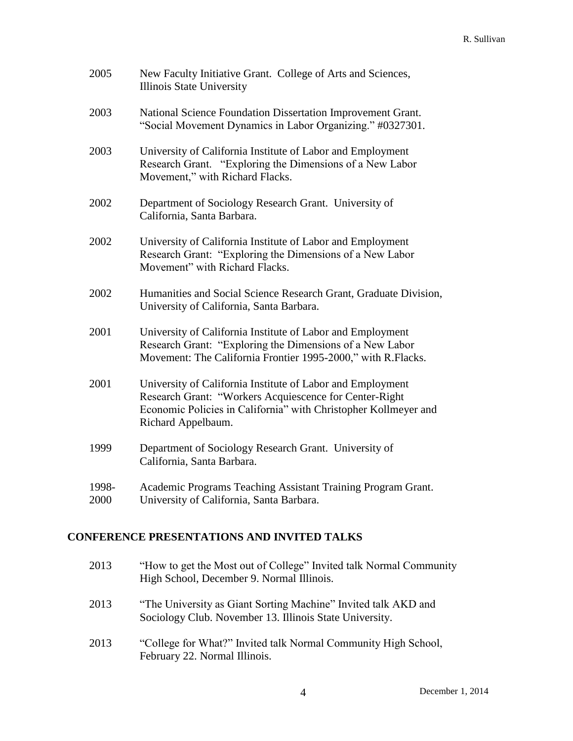2005 New Faculty Initiative Grant. College of Arts and Sciences, Illinois State University

2003 National Science Foundation Dissertation Improvement Grant. "Social Movement Dynamics in Labor Organizing." #0327301.

2003 University of California Institute of Labor and Employment Research Grant. "Exploring the Dimensions of a New Labor Movement," with Richard Flacks.

2002 Department of Sociology Research Grant. University of California, Santa Barbara.

2002 University of California Institute of Labor and Employment Research Grant: "Exploring the Dimensions of a New Labor Movement" with Richard Flacks.

2002 Humanities and Social Science Research Grant, Graduate Division, University of California, Santa Barbara.

2001 University of California Institute of Labor and Employment Research Grant: "Exploring the Dimensions of a New Labor Movement: The California Frontier 1995-2000," with R.Flacks.

2001 University of California Institute of Labor and Employment Research Grant: "Workers Acquiescence for Center-Right Economic Policies in California" with Christopher Kollmeyer and Richard Appelbaum.

1999 Department of Sociology Research Grant. University of California, Santa Barbara.

1998-2000 Academic Programs Teaching Assistant Training Program Grant. University of California, Santa Barbara.

## CONFERENCE PRESENTATIONS AND INVITED TALKS

2013 "How to get the Most out of College" Invited talk Normal Community High School, December 9. Normal Illinois.

2013 "The University as Giant Sorting Machine" Invited talk AKD and Sociology Club. November 13. Illinois State University.

2013 "College for What?" Invited talk Normal Community High School, February 22. Normal Illinois.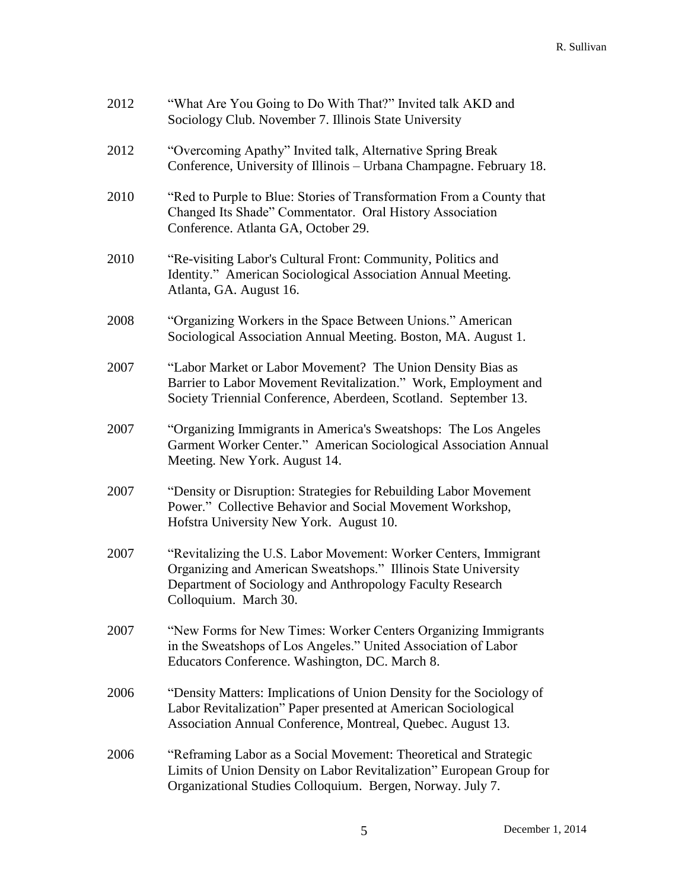2012 “What Are You Going to Do With That?” Invited talk AKD and Sociology Club. November 7. Illinois State University

2012 “Overcoming Apathy” Invited talk, Alternative Spring Break Conference, University of Illinois – Urbana Champagne. February 18.

2010 “Red to Purple to Blue: Stories of Transformation From a County that Changed Its Shade” Commentator. Oral History Association Conference. Atlanta GA, October 29.

2010 “Re-visiting Labor's Cultural Front: Community, Politics and Identity.” American Sociological Association Annual Meeting. Atlanta, GA. August 16.

2008 “Organizing Workers in the Space Between Unions.” American Sociological Association Annual Meeting. Boston, MA. August 1.

2007 “Labor Market or Labor Movement? The Union Density Bias as Barrier to Labor Movement Revitalization.” Work, Employment and Society Triennial Conference, Aberdeen, Scotland. September 13.

2007 “Organizing Immigrants in America's Sweatshops: The Los Angeles Garment Worker Center.” American Sociological Association Annual Meeting. New York. August 14.

2007 “Density or Disruption: Strategies for Rebuilding Labor Movement Power.” Collective Behavior and Social Movement Workshop, Hofstra University New York. August 10.

2007 “Revitalizing the U.S. Labor Movement: Worker Centers, Immigrant Organizing and American Sweatshops.” Illinois State University Department of Sociology and Anthropology Faculty Research Colloquium. March 30.

2007 “New Forms for New Times: Worker Centers Organizing Immigrants in the Sweatshops of Los Angeles.” United Association of Labor Educators Conference. Washington, DC. March 8.

2006 “Density Matters: Implications of Union Density for the Sociology of Labor Revitalization” Paper presented at American Sociological Association Annual Conference, Montreal, Quebec. August 13.

2006 “Reframing Labor as a Social Movement: Theoretical and Strategic Limits of Union Density on Labor Revitalization” European Group for Organizational Studies Colloquium. Bergen, Norway. July 7.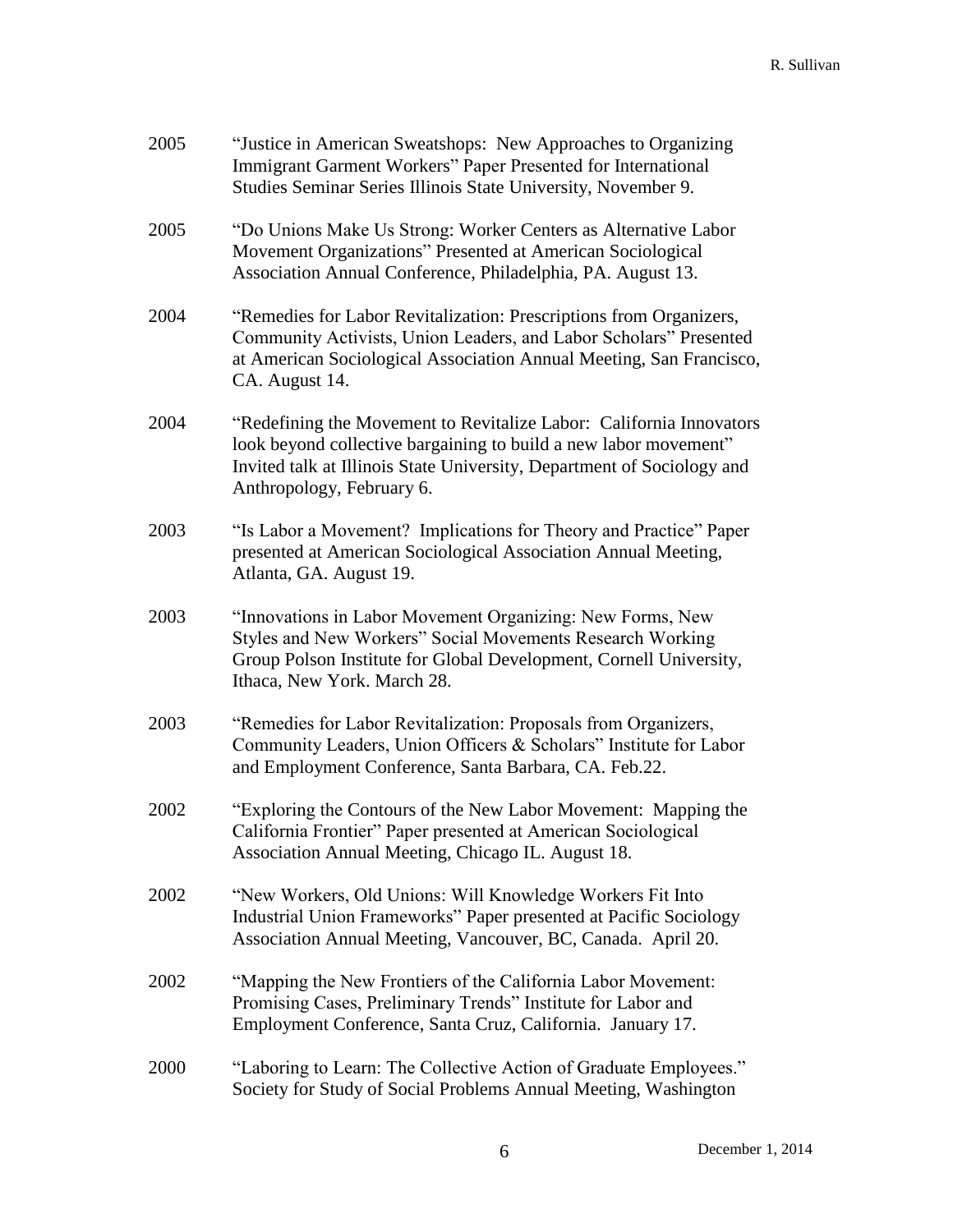2005 "Justice in American Sweatshops: New Approaches to Organizing Immigrant Garment Workers" Paper Presented for International Studies Seminar Series Illinois State University, November 9.

2005 "Do Unions Make Us Strong: Worker Centers as Alternative Labor Movement Organizations" Presented at American Sociological Association Annual Conference, Philadelphia, PA. August 13.

2004 "Remedies for Labor Revitalization: Prescriptions from Organizers, Community Activists, Union Leaders, and Labor Scholars" Presented at American Sociological Association Annual Meeting, San Francisco, CA. August 14.

2004 "Redefining the Movement to Revitalize Labor: California Innovators look beyond collective bargaining to build a new labor movement" Invited talk at Illinois State University, Department of Sociology and Anthropology, February 6.

2003 "Is Labor a Movement? Implications for Theory and Practice" Paper presented at American Sociological Association Annual Meeting, Atlanta, GA. August 19.

2003 "Innovations in Labor Movement Organizing: New Forms, New Styles and New Workers" Social Movements Research Working Group Polson Institute for Global Development, Cornell University, Ithaca, New York. March 28.

2003 "Remedies for Labor Revitalization: Proposals from Organizers, Community Leaders, Union Officers & Scholars" Institute for Labor and Employment Conference, Santa Barbara, CA. Feb.22.

2002 "Exploring the Contours of the New Labor Movement: Mapping the California Frontier" Paper presented at American Sociological Association Annual Meeting, Chicago IL. August 18.

2002 "New Workers, Old Unions: Will Knowledge Workers Fit Into Industrial Union Frameworks" Paper presented at Pacific Sociology Association Annual Meeting, Vancouver, BC, Canada. April 20.

2002 "Mapping the New Frontiers of the California Labor Movement: Promising Cases, Preliminary Trends" Institute for Labor and Employment Conference, Santa Cruz, California. January 17.

2000 "Laboring to Learn: The Collective Action of Graduate Employees." Society for Study of Social Problems Annual Meeting, Washington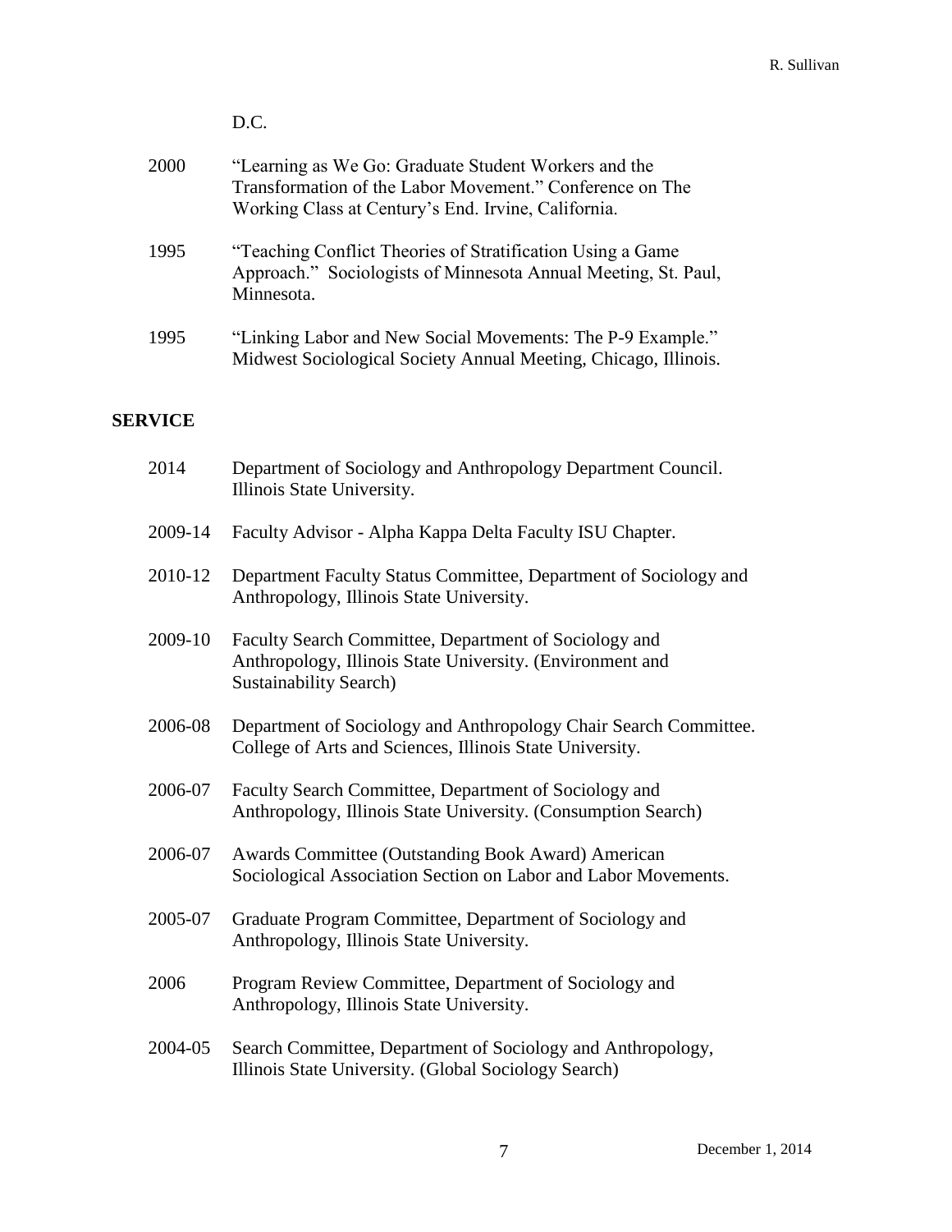D.C.

2000 "Learning as We Go: Graduate Student Workers and the Transformation of the Labor Movement." Conference on The Working Class at Century's End. Irvine, California.

1995 "Teaching Conflict Theories of Stratification Using a Game Approach." Sociologists of Minnesota Annual Meeting, St. Paul, Minnesota.

1995 "Linking Labor and New Social Movements: The P-9 Example." Midwest Sociological Society Annual Meeting, Chicago, Illinois.

## SERVICE

2014 Department of Sociology and Anthropology Department Council. Illinois State University.

2009-14 Faculty Advisor - Alpha Kappa Delta Faculty ISU Chapter.

2010-12 Department Faculty Status Committee, Department of Sociology and Anthropology, Illinois State University.

2009-10 Faculty Search Committee, Department of Sociology and Anthropology, Illinois State University. (Environment and Sustainability Search)

2006-08 Department of Sociology and Anthropology Chair Search Committee. College of Arts and Sciences, Illinois State University.

2006-07 Faculty Search Committee, Department of Sociology and Anthropology, Illinois State University. (Consumption Search)

2006-07 Awards Committee (Outstanding Book Award) American Sociological Association Section on Labor and Labor Movements.

2005-07 Graduate Program Committee, Department of Sociology and Anthropology, Illinois State University.

2006 Program Review Committee, Department of Sociology and Anthropology, Illinois State University.

2004-05 Search Committee, Department of Sociology and Anthropology, Illinois State University. (Global Sociology Search)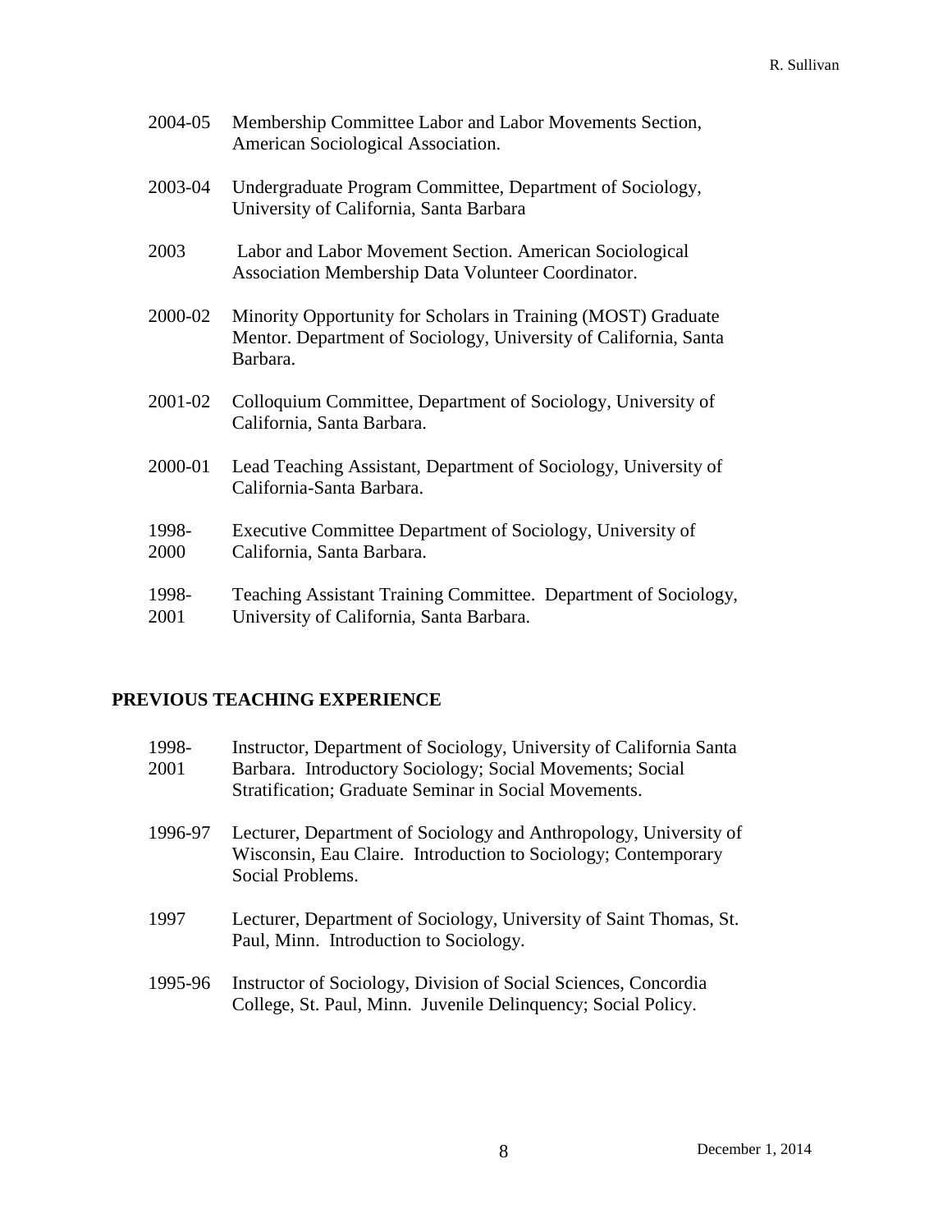2004-05 Membership Committee Labor and Labor Movements Section, American Sociological Association.

2003-04 Undergraduate Program Committee, Department of Sociology, University of California, Santa Barbara

2003 Labor and Labor Movement Section. American Sociological Association Membership Data Volunteer Coordinator.

2000-02 Minority Opportunity for Scholars in Training (MOST) Graduate Mentor. Department of Sociology, University of California, Santa Barbara.

2001-02 Colloquium Committee, Department of Sociology, University of California, Santa Barbara.

2000-01 Lead Teaching Assistant, Department of Sociology, University of California-Santa Barbara.

1998-2000 Executive Committee Department of Sociology, University of California, Santa Barbara.

1998-2001 Teaching Assistant Training Committee. Department of Sociology, University of California, Santa Barbara.

## PREVIOUS TEACHING EXPERIENCE

1998-2001 Instructor, Department of Sociology, University of California Santa Barbara. Introductory Sociology; Social Movements; Social Stratification; Graduate Seminar in Social Movements.

1996-97 Lecturer, Department of Sociology and Anthropology, University of Wisconsin, Eau Claire. Introduction to Sociology; Contemporary Social Problems.

1997 Lecturer, Department of Sociology, University of Saint Thomas, St. Paul, Minn. Introduction to Sociology.

1995-96 Instructor of Sociology, Division of Social Sciences, Concordia College, St. Paul, Minn. Juvenile Delinquency; Social Policy.